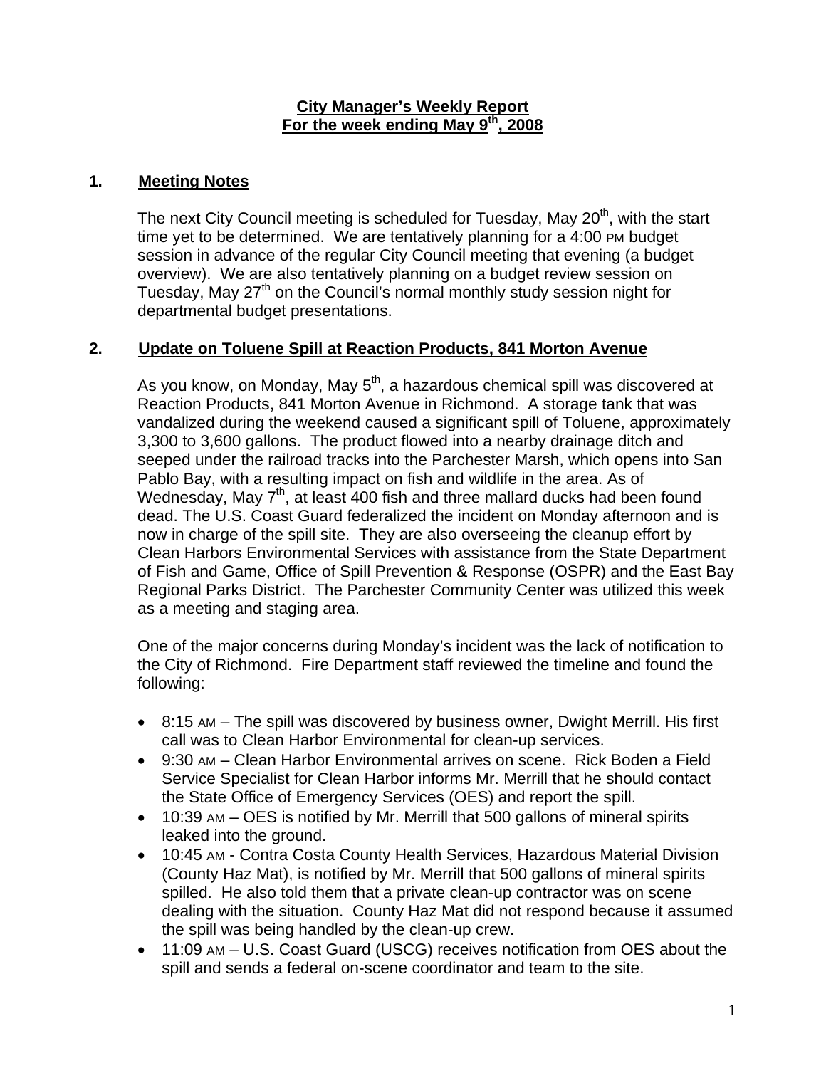**City Manager's Weekly Report**
**For the week ending May 9th, 2008**

## 1. Meeting Notes

The next City Council meeting is scheduled for Tuesday, May 20th, with the start time yet to be determined. We are tentatively planning for a 4:00 PM budget session in advance of the regular City Council meeting that evening (a budget overview). We are also tentatively planning on a budget review session on Tuesday, May 27th on the Council's normal monthly study session night for departmental budget presentations.

## 2. Update on Toluene Spill at Reaction Products, 841 Morton Avenue

As you know, on Monday, May 5th, a hazardous chemical spill was discovered at Reaction Products, 841 Morton Avenue in Richmond. A storage tank that was vandalized during the weekend caused a significant spill of Toluene, approximately 3,300 to 3,600 gallons. The product flowed into a nearby drainage ditch and seeped under the railroad tracks into the Parchester Marsh, which opens into San Pablo Bay, with a resulting impact on fish and wildlife in the area. As of Wednesday, May 7th, at least 400 fish and three mallard ducks had been found dead. The U.S. Coast Guard federalized the incident on Monday afternoon and is now in charge of the spill site. They are also overseeing the cleanup effort by Clean Harbors Environmental Services with assistance from the State Department of Fish and Game, Office of Spill Prevention & Response (OSPR) and the East Bay Regional Parks District. The Parchester Community Center was utilized this week as a meeting and staging area.

One of the major concerns during Monday's incident was the lack of notification to the City of Richmond. Fire Department staff reviewed the timeline and found the following:

- 8:15 AM – The spill was discovered by business owner, Dwight Merrill. His first call was to Clean Harbor Environmental for clean-up services.
- 9:30 AM – Clean Harbor Environmental arrives on scene. Rick Boden a Field Service Specialist for Clean Harbor informs Mr. Merrill that he should contact the State Office of Emergency Services (OES) and report the spill.
- 10:39 AM – OES is notified by Mr. Merrill that 500 gallons of mineral spirits leaked into the ground.
- 10:45 AM - Contra Costa County Health Services, Hazardous Material Division (County Haz Mat), is notified by Mr. Merrill that 500 gallons of mineral spirits spilled. He also told them that a private clean-up contractor was on scene dealing with the situation. County Haz Mat did not respond because it assumed the spill was being handled by the clean-up crew.
- 11:09 AM – U.S. Coast Guard (USCG) receives notification from OES about the spill and sends a federal on-scene coordinator and team to the site.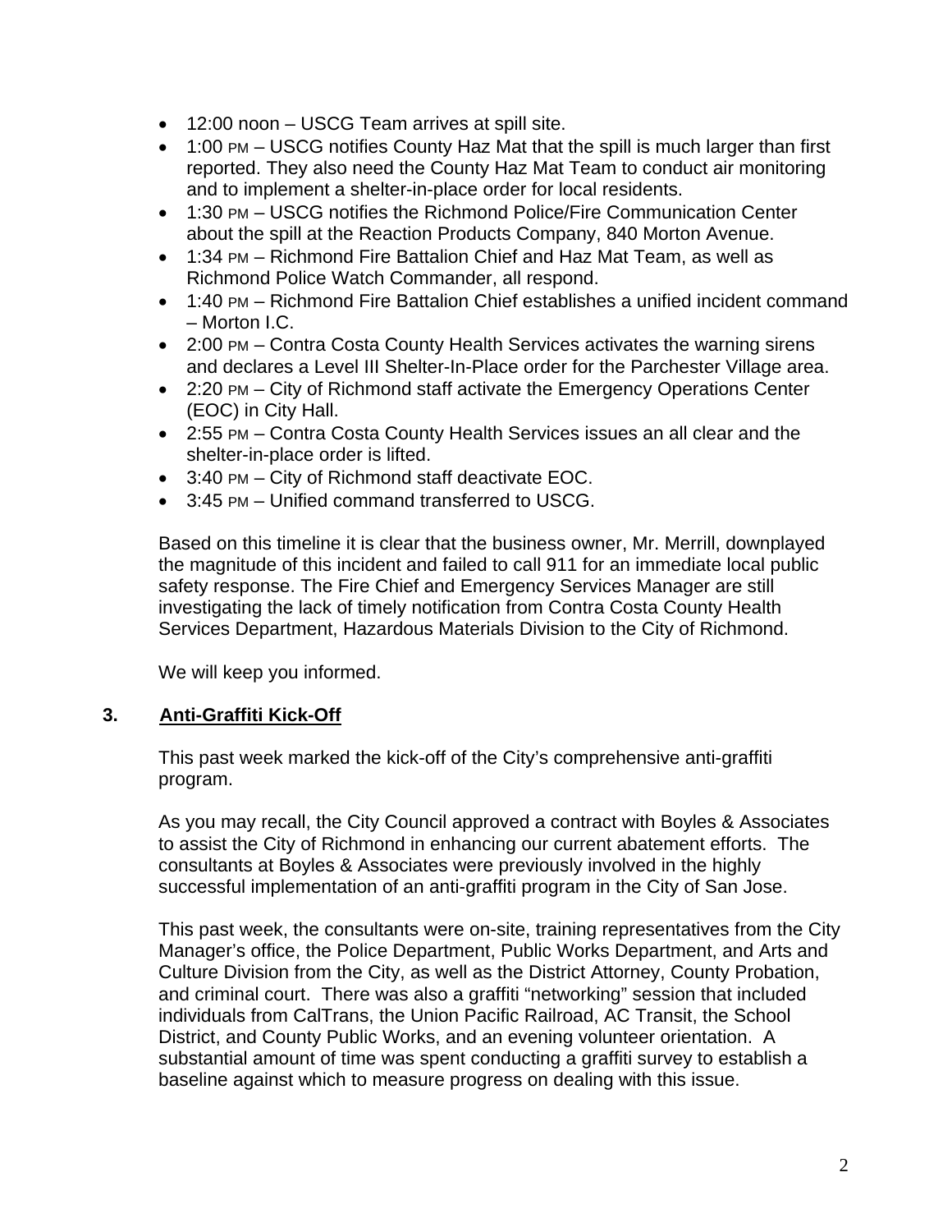- 12:00 noon – USCG Team arrives at spill site.
- 1:00 PM – USCG notifies County Haz Mat that the spill is much larger than first reported. They also need the County Haz Mat Team to conduct air monitoring and to implement a shelter-in-place order for local residents.
- 1:30 PM – USCG notifies the Richmond Police/Fire Communication Center about the spill at the Reaction Products Company, 840 Morton Avenue.
- 1:34 PM – Richmond Fire Battalion Chief and Haz Mat Team, as well as Richmond Police Watch Commander, all respond.
- 1:40 PM – Richmond Fire Battalion Chief establishes a unified incident command – Morton I.C.
- 2:00 PM – Contra Costa County Health Services activates the warning sirens and declares a Level III Shelter-In-Place order for the Parchester Village area.
- 2:20 PM – City of Richmond staff activate the Emergency Operations Center (EOC) in City Hall.
- 2:55 PM – Contra Costa County Health Services issues an all clear and the shelter-in-place order is lifted.
- 3:40 PM – City of Richmond staff deactivate EOC.
- 3:45 PM – Unified command transferred to USCG.

Based on this timeline it is clear that the business owner, Mr. Merrill, downplayed the magnitude of this incident and failed to call 911 for an immediate local public safety response. The Fire Chief and Emergency Services Manager are still investigating the lack of timely notification from Contra Costa County Health Services Department, Hazardous Materials Division to the City of Richmond.

We will keep you informed.

### 3. **Anti-Graffiti Kick-Off**

This past week marked the kick-off of the City's comprehensive anti-graffiti program.

As you may recall, the City Council approved a contract with Boyles & Associates to assist the City of Richmond in enhancing our current abatement efforts. The consultants at Boyles & Associates were previously involved in the highly successful implementation of an anti-graffiti program in the City of San Jose.

This past week, the consultants were on-site, training representatives from the City Manager's office, the Police Department, Public Works Department, and Arts and Culture Division from the City, as well as the District Attorney, County Probation, and criminal court. There was also a graffiti "networking" session that included individuals from CalTrans, the Union Pacific Railroad, AC Transit, the School District, and County Public Works, and an evening volunteer orientation. A substantial amount of time was spent conducting a graffiti survey to establish a baseline against which to measure progress on dealing with this issue.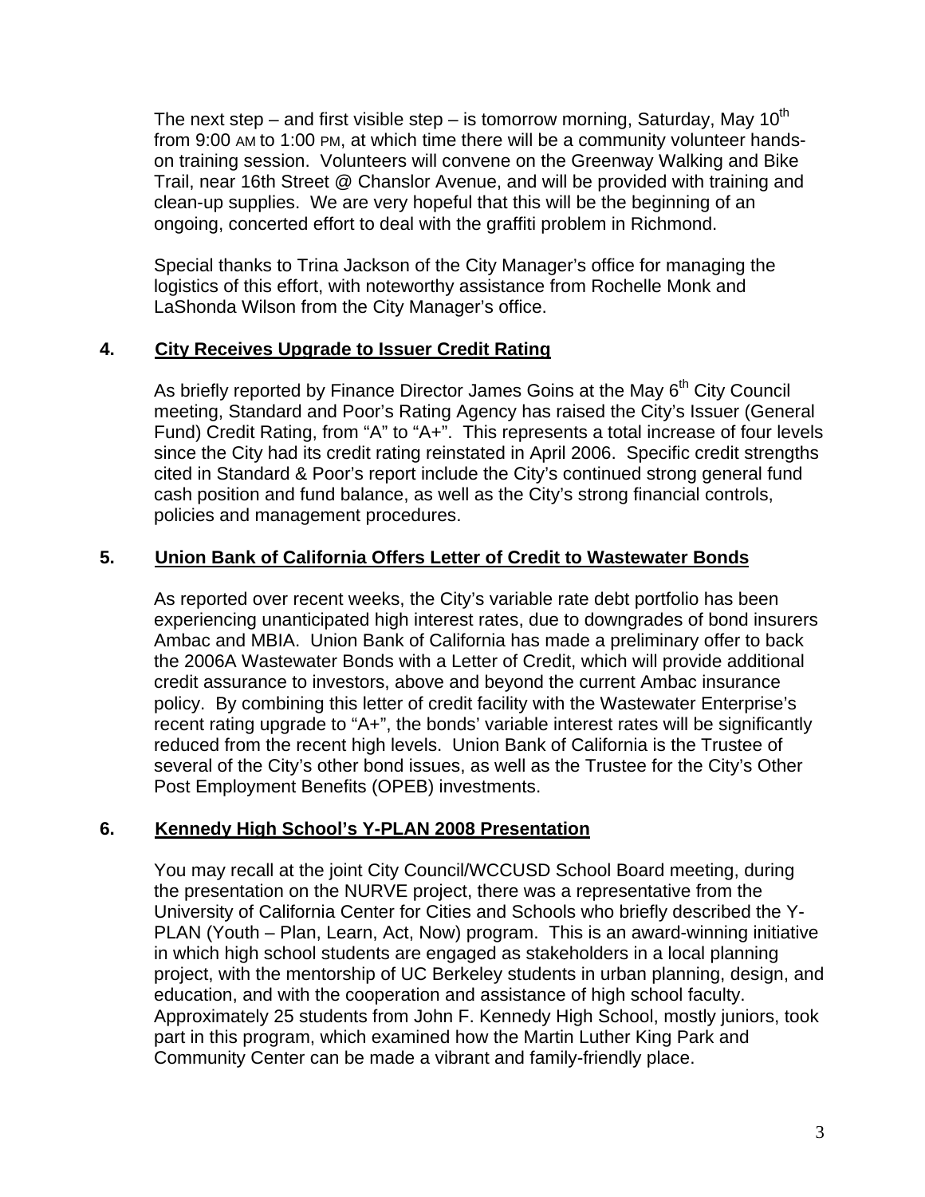The next step – and first visible step – is tomorrow morning, Saturday, May 10th from 9:00 AM to 1:00 PM, at which time there will be a community volunteer hands-on training session. Volunteers will convene on the Greenway Walking and Bike Trail, near 16th Street @ Chanslor Avenue, and will be provided with training and clean-up supplies. We are very hopeful that this will be the beginning of an ongoing, concerted effort to deal with the graffiti problem in Richmond.

Special thanks to Trina Jackson of the City Manager's office for managing the logistics of this effort, with noteworthy assistance from Rochelle Monk and LaShonda Wilson from the City Manager's office.

### 4. City Receives Upgrade to Issuer Credit Rating

As briefly reported by Finance Director James Goins at the May 6th City Council meeting, Standard and Poor's Rating Agency has raised the City's Issuer (General Fund) Credit Rating, from "A" to "A+". This represents a total increase of four levels since the City had its credit rating reinstated in April 2006. Specific credit strengths cited in Standard & Poor's report include the City's continued strong general fund cash position and fund balance, as well as the City's strong financial controls, policies and management procedures.

### 5. Union Bank of California Offers Letter of Credit to Wastewater Bonds

As reported over recent weeks, the City's variable rate debt portfolio has been experiencing unanticipated high interest rates, due to downgrades of bond insurers Ambac and MBIA. Union Bank of California has made a preliminary offer to back the 2006A Wastewater Bonds with a Letter of Credit, which will provide additional credit assurance to investors, above and beyond the current Ambac insurance policy. By combining this letter of credit facility with the Wastewater Enterprise's recent rating upgrade to "A+", the bonds' variable interest rates will be significantly reduced from the recent high levels. Union Bank of California is the Trustee of several of the City's other bond issues, as well as the Trustee for the City's Other Post Employment Benefits (OPEB) investments.

### 6. Kennedy High School's Y-PLAN 2008 Presentation

You may recall at the joint City Council/WCCUSD School Board meeting, during the presentation on the NURVE project, there was a representative from the University of California Center for Cities and Schools who briefly described the Y-PLAN (Youth – Plan, Learn, Act, Now) program. This is an award-winning initiative in which high school students are engaged as stakeholders in a local planning project, with the mentorship of UC Berkeley students in urban planning, design, and education, and with the cooperation and assistance of high school faculty. Approximately 25 students from John F. Kennedy High School, mostly juniors, took part in this program, which examined how the Martin Luther King Park and Community Center can be made a vibrant and family-friendly place.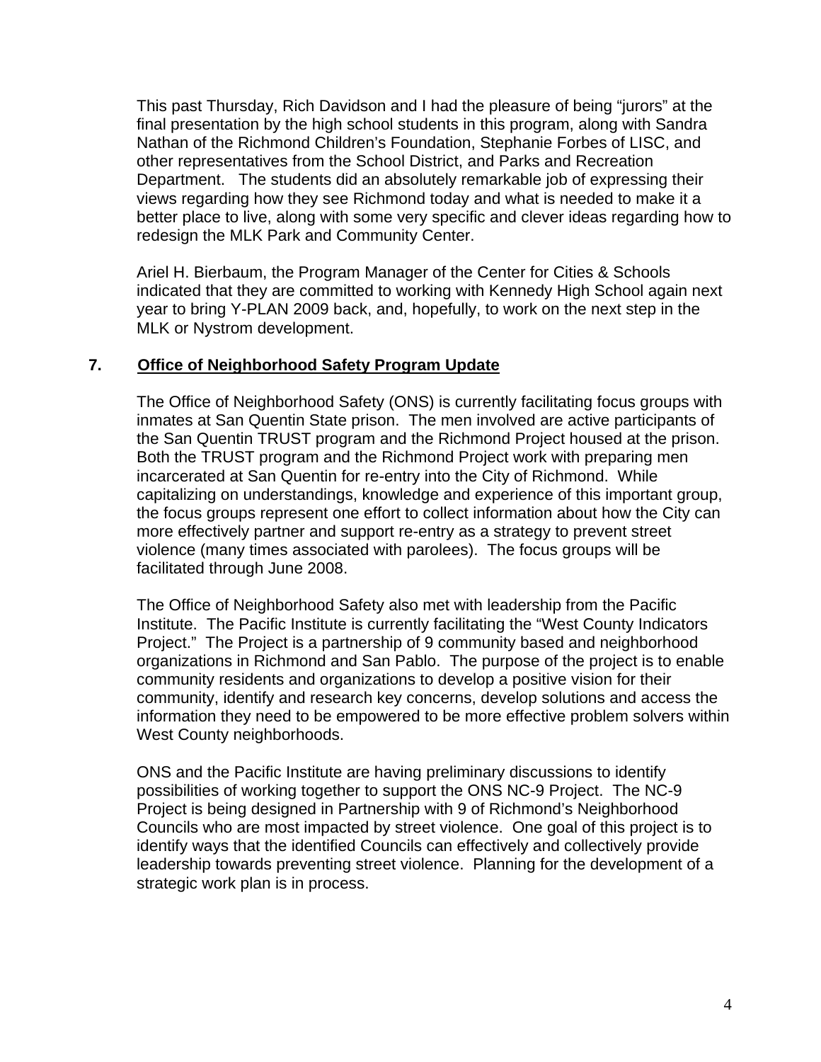This past Thursday, Rich Davidson and I had the pleasure of being "jurors" at the final presentation by the high school students in this program, along with Sandra Nathan of the Richmond Children's Foundation, Stephanie Forbes of LISC, and other representatives from the School District, and Parks and Recreation Department. The students did an absolutely remarkable job of expressing their views regarding how they see Richmond today and what is needed to make it a better place to live, along with some very specific and clever ideas regarding how to redesign the MLK Park and Community Center.

Ariel H. Bierbaum, the Program Manager of the Center for Cities & Schools indicated that they are committed to working with Kennedy High School again next year to bring Y-PLAN 2009 back, and, hopefully, to work on the next step in the MLK or Nystrom development.

## 7. Office of Neighborhood Safety Program Update

The Office of Neighborhood Safety (ONS) is currently facilitating focus groups with inmates at San Quentin State prison. The men involved are active participants of the San Quentin TRUST program and the Richmond Project housed at the prison. Both the TRUST program and the Richmond Project work with preparing men incarcerated at San Quentin for re-entry into the City of Richmond. While capitalizing on understandings, knowledge and experience of this important group, the focus groups represent one effort to collect information about how the City can more effectively partner and support re-entry as a strategy to prevent street violence (many times associated with parolees). The focus groups will be facilitated through June 2008.

The Office of Neighborhood Safety also met with leadership from the Pacific Institute. The Pacific Institute is currently facilitating the "West County Indicators Project." The Project is a partnership of 9 community based and neighborhood organizations in Richmond and San Pablo. The purpose of the project is to enable community residents and organizations to develop a positive vision for their community, identify and research key concerns, develop solutions and access the information they need to be empowered to be more effective problem solvers within West County neighborhoods.

ONS and the Pacific Institute are having preliminary discussions to identify possibilities of working together to support the ONS NC-9 Project. The NC-9 Project is being designed in Partnership with 9 of Richmond's Neighborhood Councils who are most impacted by street violence. One goal of this project is to identify ways that the identified Councils can effectively and collectively provide leadership towards preventing street violence. Planning for the development of a strategic work plan is in process.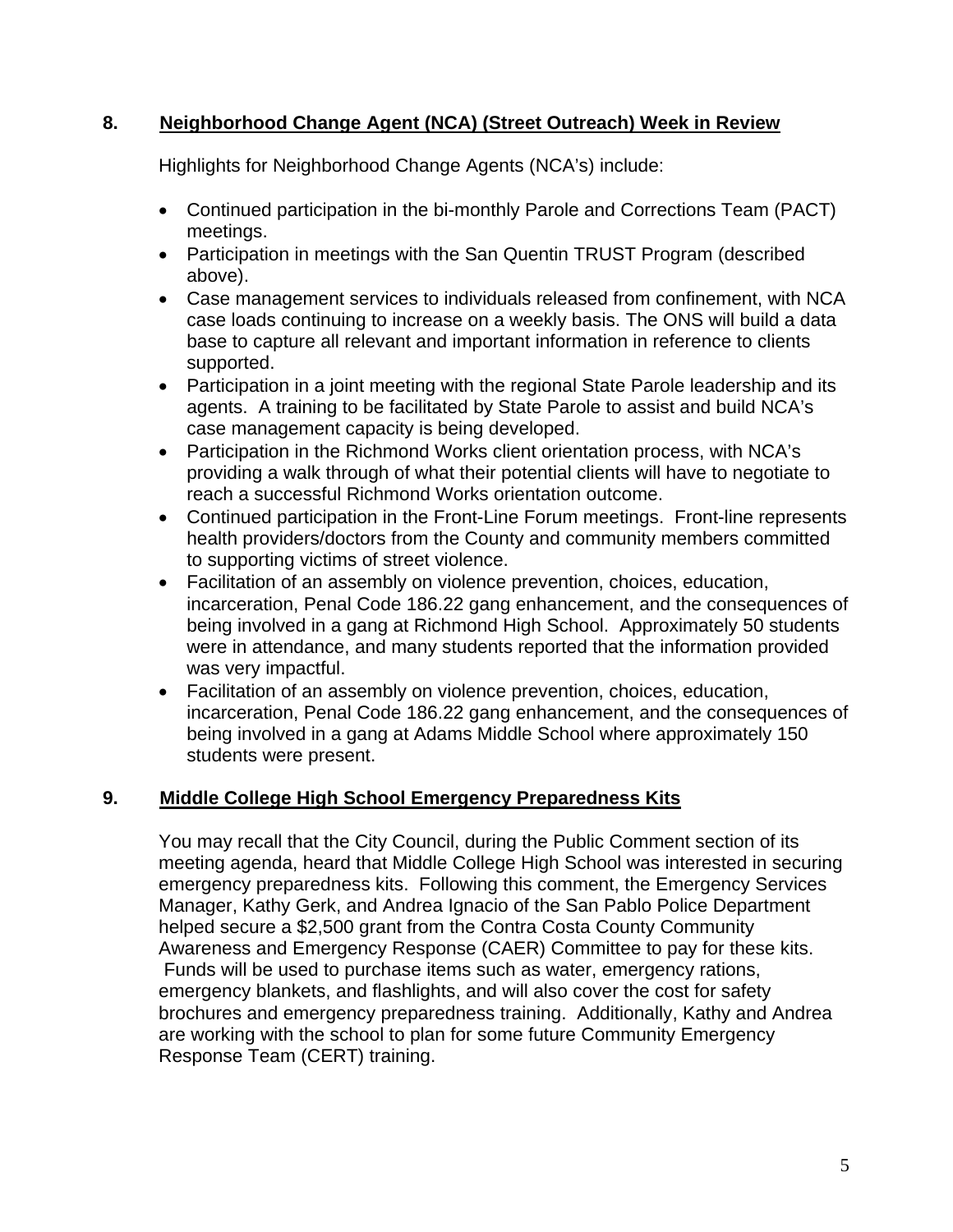## 8. Neighborhood Change Agent (NCA) (Street Outreach) Week in Review

Highlights for Neighborhood Change Agents (NCA's) include:

- Continued participation in the bi-monthly Parole and Corrections Team (PACT) meetings.
- Participation in meetings with the San Quentin TRUST Program (described above).
- Case management services to individuals released from confinement, with NCA case loads continuing to increase on a weekly basis. The ONS will build a data base to capture all relevant and important information in reference to clients supported.
- Participation in a joint meeting with the regional State Parole leadership and its agents. A training to be facilitated by State Parole to assist and build NCA's case management capacity is being developed.
- Participation in the Richmond Works client orientation process, with NCA's providing a walk through of what their potential clients will have to negotiate to reach a successful Richmond Works orientation outcome.
- Continued participation in the Front-Line Forum meetings. Front-line represents health providers/doctors from the County and community members committed to supporting victims of street violence.
- Facilitation of an assembly on violence prevention, choices, education, incarceration, Penal Code 186.22 gang enhancement, and the consequences of being involved in a gang at Richmond High School. Approximately 50 students were in attendance, and many students reported that the information provided was very impactful.
- Facilitation of an assembly on violence prevention, choices, education, incarceration, Penal Code 186.22 gang enhancement, and the consequences of being involved in a gang at Adams Middle School where approximately 150 students were present.

## 9. Middle College High School Emergency Preparedness Kits

You may recall that the City Council, during the Public Comment section of its meeting agenda, heard that Middle College High School was interested in securing emergency preparedness kits. Following this comment, the Emergency Services Manager, Kathy Gerk, and Andrea Ignacio of the San Pablo Police Department helped secure a $2,500 grant from the Contra Costa County Community Awareness and Emergency Response (CAER) Committee to pay for these kits. Funds will be used to purchase items such as water, emergency rations, emergency blankets, and flashlights, and will also cover the cost for safety brochures and emergency preparedness training. Additionally, Kathy and Andrea are working with the school to plan for some future Community Emergency Response Team (CERT) training.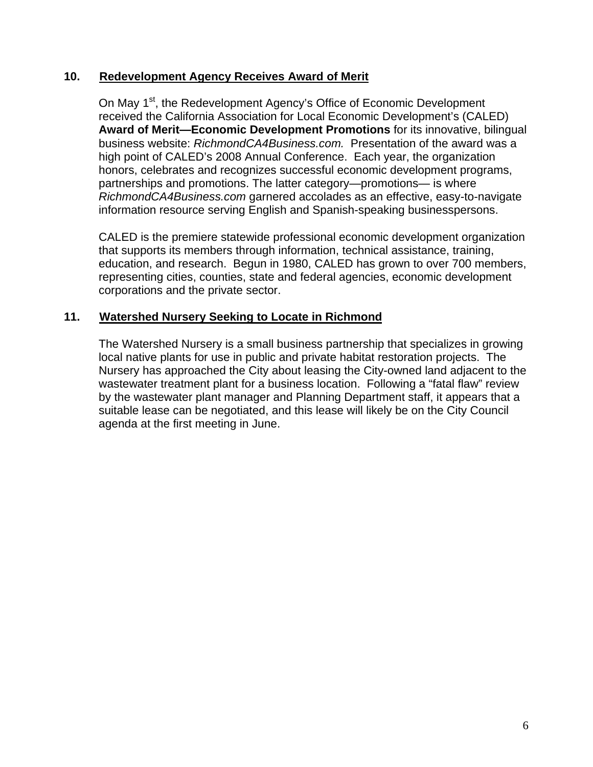## 10. Redevelopment Agency Receives Award of Merit

On May 1st, the Redevelopment Agency's Office of Economic Development received the California Association for Local Economic Development's (CALED) **Award of Merit—Economic Development Promotions** for its innovative, bilingual business website: *RichmondCA4Business.com.* Presentation of the award was a high point of CALED's 2008 Annual Conference. Each year, the organization honors, celebrates and recognizes successful economic development programs, partnerships and promotions. The latter category—promotions— is where *RichmondCA4Business.com* garnered accolades as an effective, easy-to-navigate information resource serving English and Spanish-speaking businesspersons.

CALED is the premiere statewide professional economic development organization that supports its members through information, technical assistance, training, education, and research. Begun in 1980, CALED has grown to over 700 members, representing cities, counties, state and federal agencies, economic development corporations and the private sector.

## 11. Watershed Nursery Seeking to Locate in Richmond

The Watershed Nursery is a small business partnership that specializes in growing local native plants for use in public and private habitat restoration projects. The Nursery has approached the City about leasing the City-owned land adjacent to the wastewater treatment plant for a business location. Following a "fatal flaw" review by the wastewater plant manager and Planning Department staff, it appears that a suitable lease can be negotiated, and this lease will likely be on the City Council agenda at the first meeting in June.